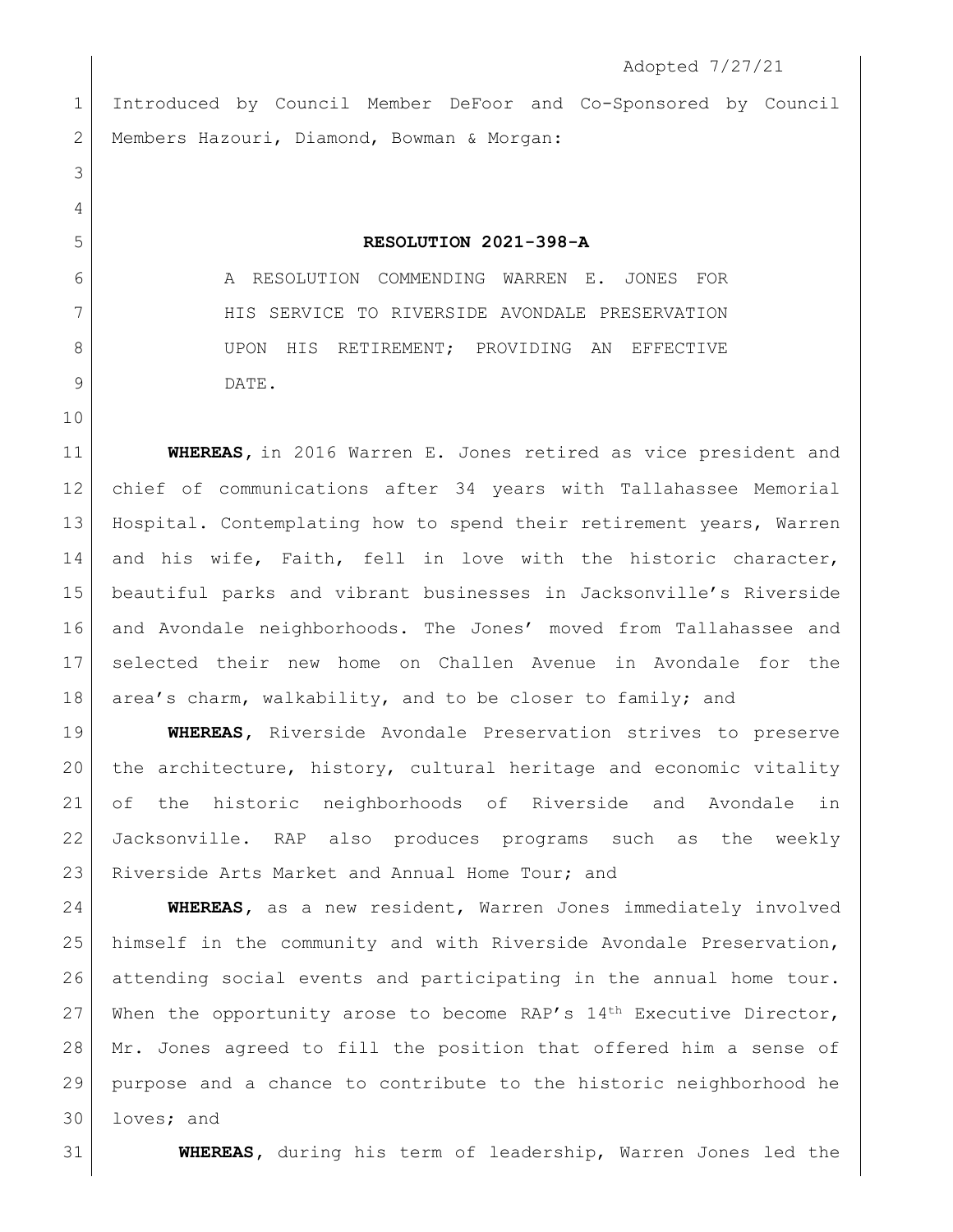Adopted 7/27/21

Introduced by Council Member DeFoor and Co-Sponsored by Council Members Hazouri, Diamond, Bowman & Morgan:

## RESOLUTION 2021-398-A

A RESOLUTION COMMENDING WARREN E. JONES FOR HIS SERVICE TO RIVERSIDE AVONDALE PRESERVATION UPON HIS RETIREMENT; PROVIDING AN EFFECTIVE DATE.

**WHEREAS,** in 2016 Warren E. Jones retired as vice president and chief of communications after 34 years with Tallahassee Memorial Hospital. Contemplating how to spend their retirement years, Warren and his wife, Faith, fell in love with the historic character, beautiful parks and vibrant businesses in Jacksonville's Riverside and Avondale neighborhoods. The Jones' moved from Tallahassee and selected their new home on Challen Avenue in Avondale for the area's charm, walkability, and to be closer to family; and

**WHEREAS,** Riverside Avondale Preservation strives to preserve the architecture, history, cultural heritage and economic vitality of the historic neighborhoods of Riverside and Avondale in Jacksonville. RAP also produces programs such as the weekly Riverside Arts Market and Annual Home Tour; and

**WHEREAS,** as a new resident, Warren Jones immediately involved himself in the community and with Riverside Avondale Preservation, attending social events and participating in the annual home tour. When the opportunity arose to become RAP's 14th Executive Director, Mr. Jones agreed to fill the position that offered him a sense of purpose and a chance to contribute to the historic neighborhood he loves; and

**WHEREAS,** during his term of leadership, Warren Jones led the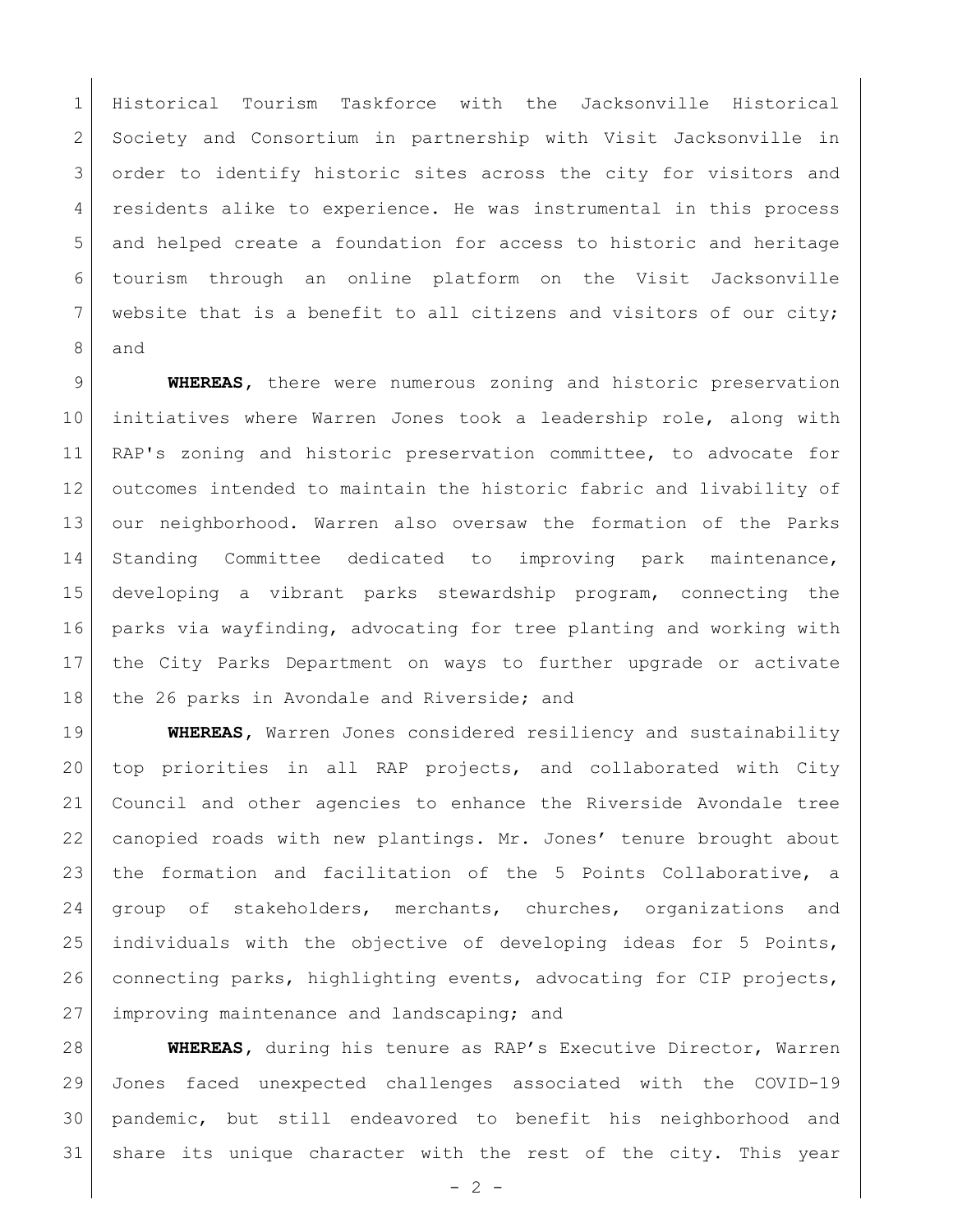Historical Tourism Taskforce with the Jacksonville Historical Society and Consortium in partnership with Visit Jacksonville in order to identify historic sites across the city for visitors and residents alike to experience. He was instrumental in this process and helped create a foundation for access to historic and heritage tourism through an online platform on the Visit Jacksonville website that is a benefit to all citizens and visitors of our city; and

**WHEREAS**, there were numerous zoning and historic preservation initiatives where Warren Jones took a leadership role, along with RAP's zoning and historic preservation committee, to advocate for outcomes intended to maintain the historic fabric and livability of our neighborhood. Warren also oversaw the formation of the Parks Standing Committee dedicated to improving park maintenance, developing a vibrant parks stewardship program, connecting the parks via wayfinding, advocating for tree planting and working with the City Parks Department on ways to further upgrade or activate the 26 parks in Avondale and Riverside; and

**WHEREAS**, Warren Jones considered resiliency and sustainability top priorities in all RAP projects, and collaborated with City Council and other agencies to enhance the Riverside Avondale tree canopied roads with new plantings. Mr. Jones' tenure brought about the formation and facilitation of the 5 Points Collaborative, a group of stakeholders, merchants, churches, organizations and individuals with the objective of developing ideas for 5 Points, connecting parks, highlighting events, advocating for CIP projects, improving maintenance and landscaping; and

**WHEREAS**, during his tenure as RAP's Executive Director, Warren Jones faced unexpected challenges associated with the COVID-19 pandemic, but still endeavored to benefit his neighborhood and share its unique character with the rest of the city. This year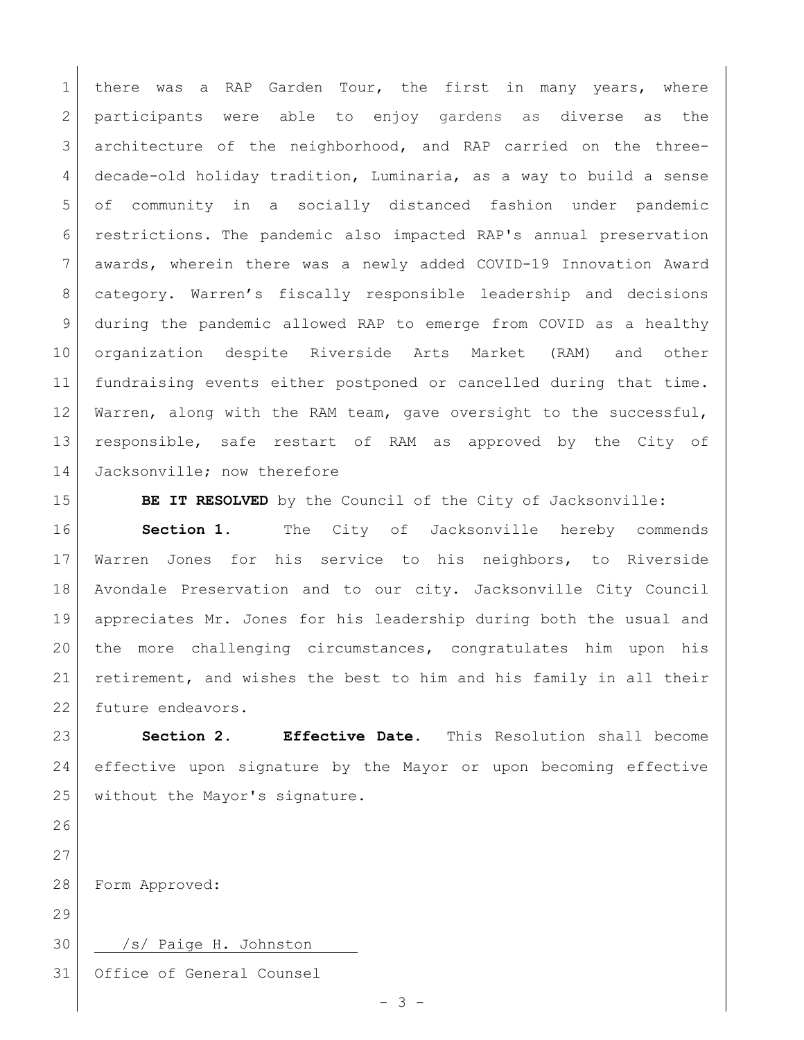there was a RAP Garden Tour, the first in many years, where participants were able to enjoy gardens as diverse as the architecture of the neighborhood, and RAP carried on the three-decade-old holiday tradition, Luminaria, as a way to build a sense of community in a socially distanced fashion under pandemic restrictions. The pandemic also impacted RAP's annual preservation awards, wherein there was a newly added COVID-19 Innovation Award category. Warren's fiscally responsible leadership and decisions during the pandemic allowed RAP to emerge from COVID as a healthy organization despite Riverside Arts Market (RAM) and other fundraising events either postponed or cancelled during that time. Warren, along with the RAM team, gave oversight to the successful, responsible, safe restart of RAM as approved by the City of Jacksonville; now therefore

**BE IT RESOLVED** by the Council of the City of Jacksonville:

**Section 1.** The City of Jacksonville hereby commends Warren Jones for his service to his neighbors, to Riverside Avondale Preservation and to our city. Jacksonville City Council appreciates Mr. Jones for his leadership during both the usual and the more challenging circumstances, congratulates him upon his retirement, and wishes the best to him and his family in all their future endeavors.

**Section 2. Effective Date.** This Resolution shall become effective upon signature by the Mayor or upon becoming effective without the Mayor's signature.

Form Approved:

/s/ Paige H. Johnston

Office of General Counsel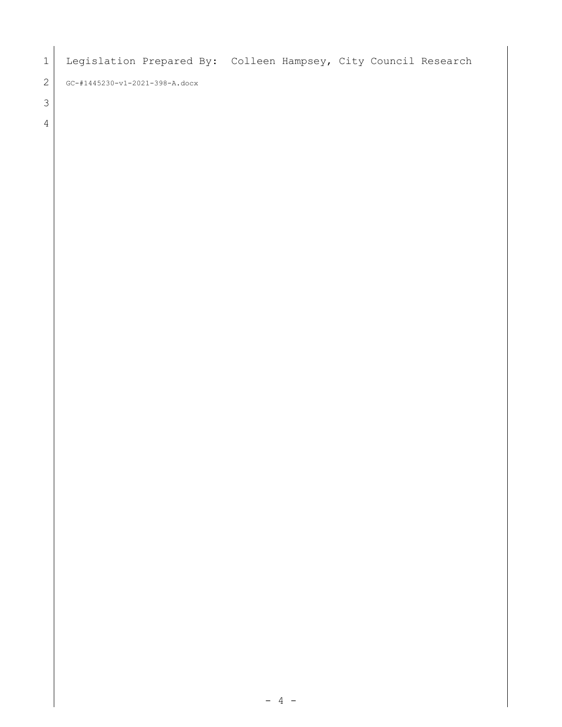Legislation Prepared By: Colleen Hampsey, City Council Research

GC-#1445230-v1-2021-398-A.docx